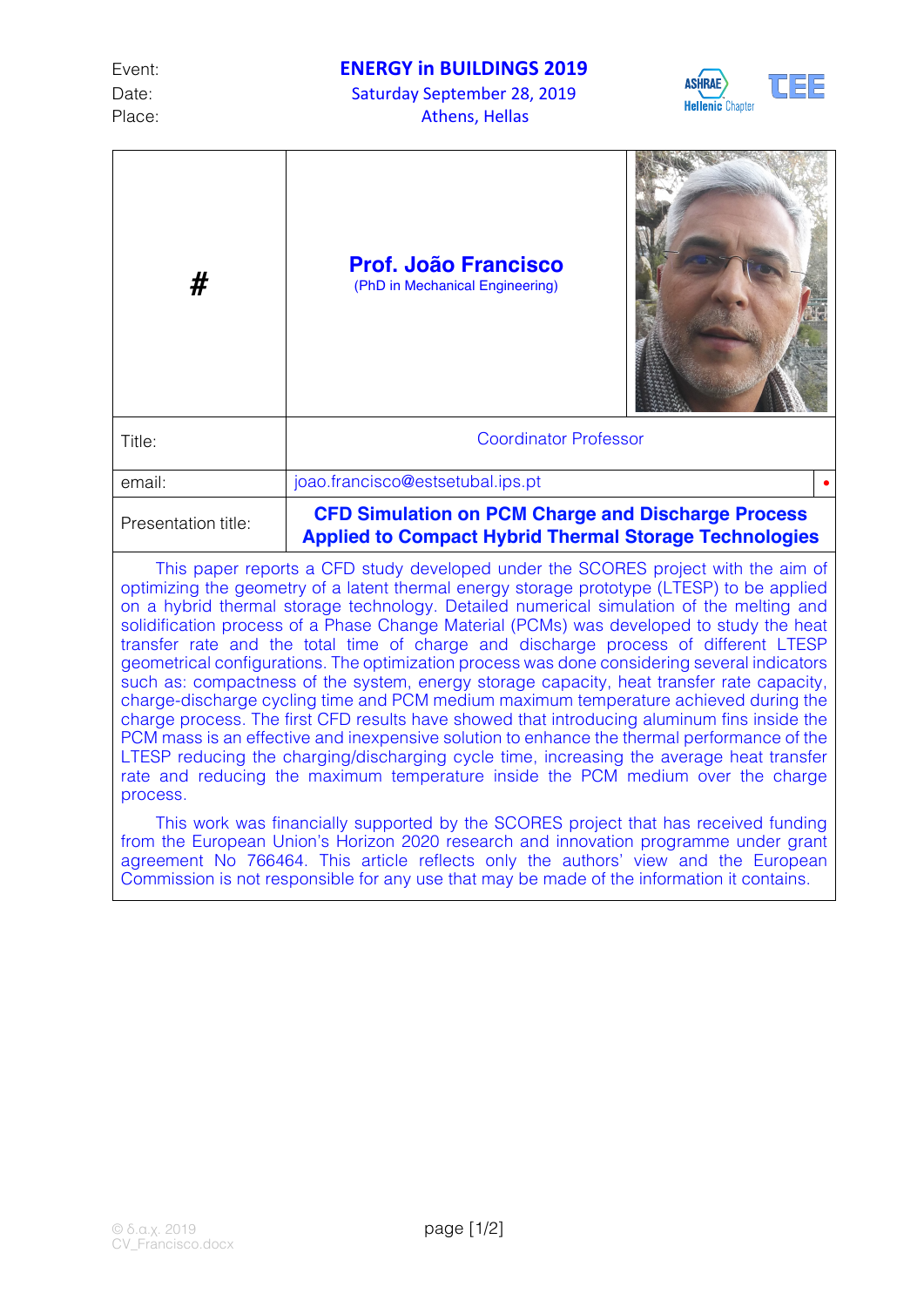| Event: | **ENERGY in BUILDINGS 2019** |
|---|---|
| Date: | Saturday September 28, 2019 |
| Place: | Athens, Hellas |

| # | **Prof. João Francisco** (PhD in Mechanical Engineering) |
|---|---|
| Title: | Coordinator Professor |
| email: | joao.francisco@estsetubal.ips.pt |
| Presentation title: | **CFD Simulation on PCM Charge and Discharge Process Applied to Compact Hybrid Thermal Storage Technologies** |

This paper reports a CFD study developed under the SCORES project with the aim of optimizing the geometry of a latent thermal energy storage prototype (LTESP) to be applied on a hybrid thermal storage technology. Detailed numerical simulation of the melting and solidification process of a Phase Change Material (PCMs) was developed to study the heat transfer rate and the total time of charge and discharge process of different LTESP geometrical configurations. The optimization process was done considering several indicators such as: compactness of the system, energy storage capacity, heat transfer rate capacity, charge-discharge cycling time and PCM medium maximum temperature achieved during the charge process. The first CFD results have showed that introducing aluminum fins inside the PCM mass is an effective and inexpensive solution to enhance the thermal performance of the LTESP reducing the charging/discharging cycle time, increasing the average heat transfer rate and reducing the maximum temperature inside the PCM medium over the charge process.

This work was financially supported by the SCORES project that has received funding from the European Union's Horizon 2020 research and innovation programme under grant agreement No 766464. This article reflects only the authors' view and the European Commission is not responsible for any use that may be made of the information it contains.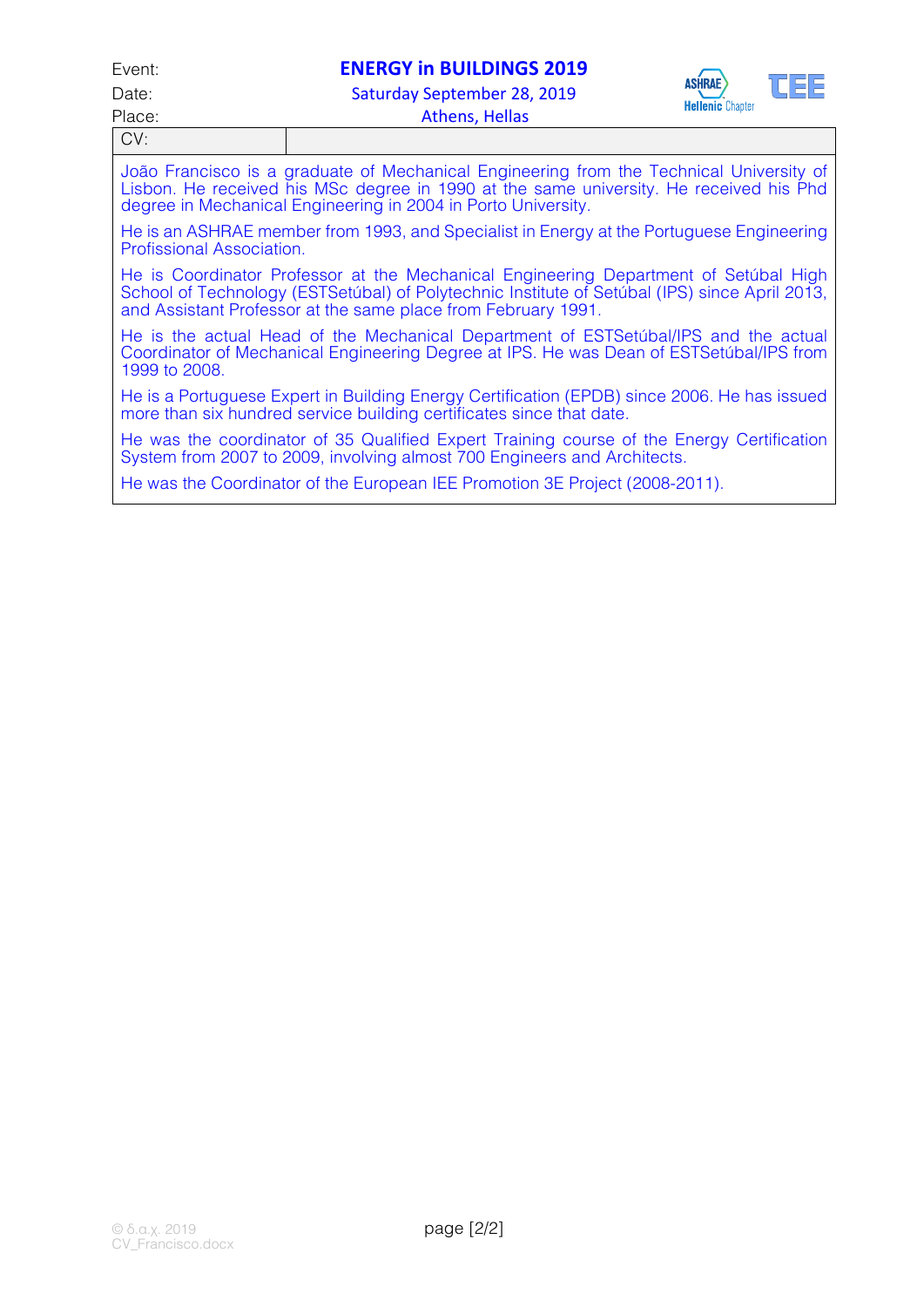| Event: | ENERGY in BUILDINGS 2019 |
|---|---|
| Date: | Saturday September 28, 2019 |
| Place: | Athens, Hellas |

| CV: | |
|---|---|

João Francisco is a graduate of Mechanical Engineering from the Technical University of Lisbon. He received his MSc degree in 1990 at the same university. He received his Phd degree in Mechanical Engineering in 2004 in Porto University.

He is an ASHRAE member from 1993, and Specialist in Energy at the Portuguese Engineering Profissional Association.

He is Coordinator Professor at the Mechanical Engineering Department of Setúbal High School of Technology (ESTSetúbal) of Polytechnic Institute of Setúbal (IPS) since April 2013, and Assistant Professor at the same place from February 1991.

He is the actual Head of the Mechanical Department of ESTSetúbal/IPS and the actual Coordinator of Mechanical Engineering Degree at IPS. He was Dean of ESTSetúbal/IPS from 1999 to 2008.

He is a Portuguese Expert in Building Energy Certification (EPDB) since 2006. He has issued more than six hundred service building certificates since that date.

He was the coordinator of 35 Qualified Expert Training course of the Energy Certification System from 2007 to 2009, involving almost 700 Engineers and Architects.

He was the Coordinator of the European IEE Promotion 3E Project (2008-2011).